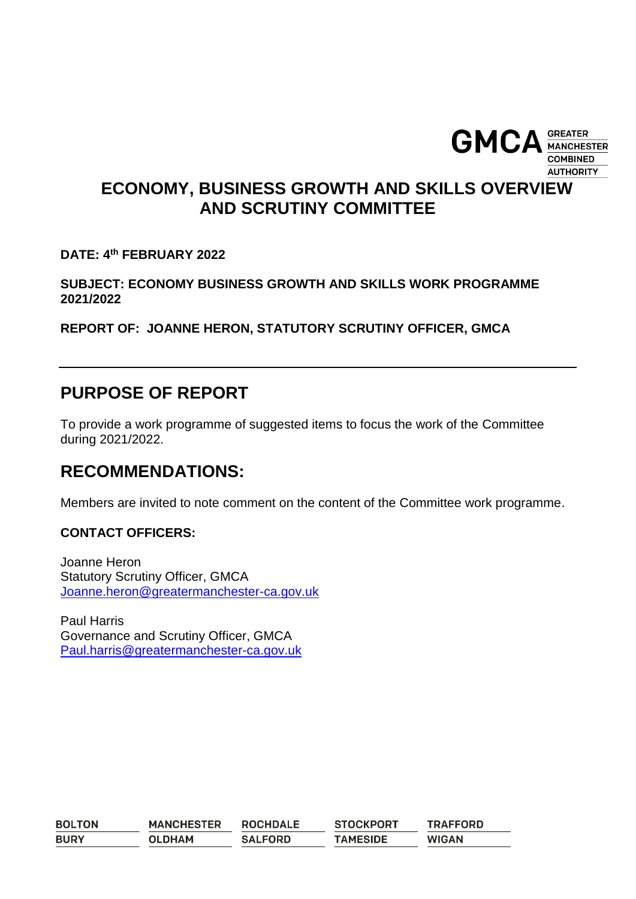# ECONOMY, BUSINESS GROWTH AND SKILLS OVERVIEW AND SCRUTINY COMMITTEE

**DATE: 4th FEBRUARY 2022**

**SUBJECT: ECONOMY BUSINESS GROWTH AND SKILLS WORK PROGRAMME 2021/2022**

**REPORT OF: JOANNE HERON, STATUTORY SCRUTINY OFFICER, GMCA**

---

## PURPOSE OF REPORT

To provide a work programme of suggested items to focus the work of the Committee during 2021/2022.

## RECOMMENDATIONS:

Members are invited to note comment on the content of the Committee work programme.

**CONTACT OFFICERS:**

Joanne Heron
Statutory Scrutiny Officer, GMCA
Joanne.heron@greatermanchester-ca.gov.uk

Paul Harris
Governance and Scrutiny Officer, GMCA
Paul.harris@greatermanchester-ca.gov.uk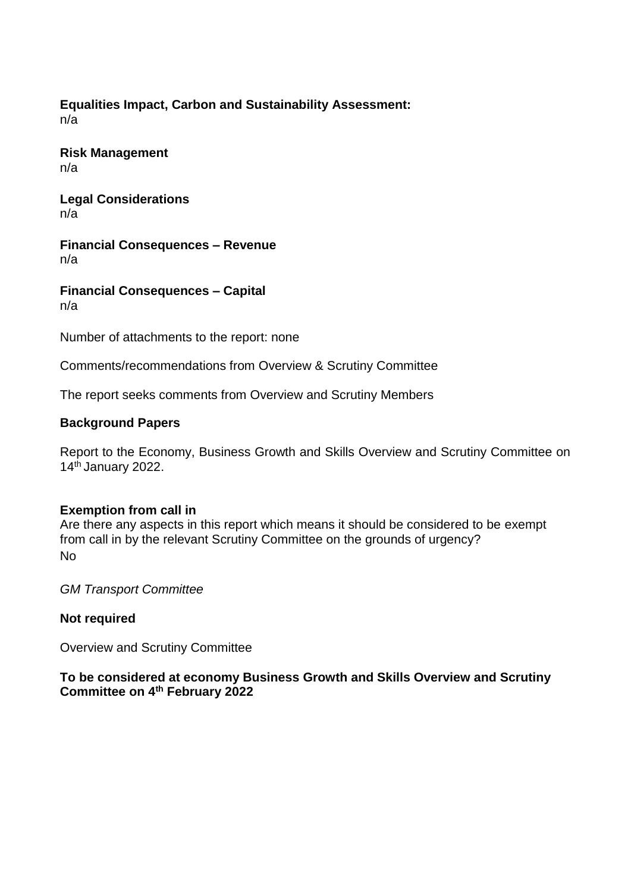**Equalities Impact, Carbon and Sustainability Assessment:**
n/a

**Risk Management**
n/a

**Legal Considerations**
n/a

**Financial Consequences – Revenue**
n/a

**Financial Consequences – Capital**
n/a

Number of attachments to the report: none

Comments/recommendations from Overview & Scrutiny Committee

The report seeks comments from Overview and Scrutiny Members

**Background Papers**

Report to the Economy, Business Growth and Skills Overview and Scrutiny Committee on 14th January 2022.

**Exemption from call in**
Are there any aspects in this report which means it should be considered to be exempt from call in by the relevant Scrutiny Committee on the grounds of urgency?
No

*GM Transport Committee*

**Not required**

Overview and Scrutiny Committee

**To be considered at economy Business Growth and Skills Overview and Scrutiny Committee on 4th February 2022**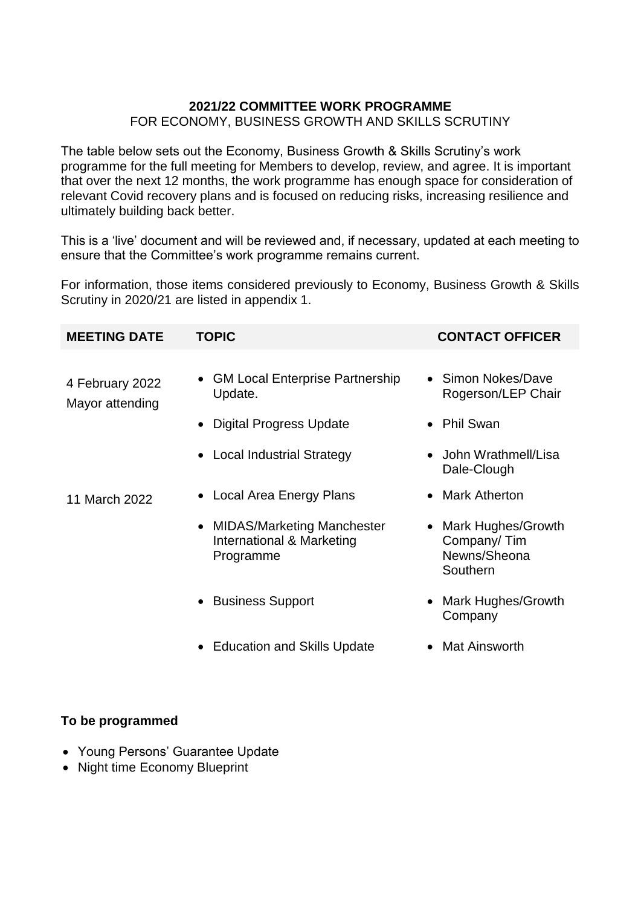**2021/22 COMMITTEE WORK PROGRAMME**
FOR ECONOMY, BUSINESS GROWTH AND SKILLS SCRUTINY

The table below sets out the Economy, Business Growth & Skills Scrutiny's work programme for the full meeting for Members to develop, review, and agree. It is important that over the next 12 months, the work programme has enough space for consideration of relevant Covid recovery plans and is focused on reducing risks, increasing resilience and ultimately building back better.

This is a 'live' document and will be reviewed and, if necessary, updated at each meeting to ensure that the Committee's work programme remains current.

For information, those items considered previously to Economy, Business Growth & Skills Scrutiny in 2020/21 are listed in appendix 1.

| MEETING DATE | TOPIC | CONTACT OFFICER |
|---|---|---|
| 4 February 2022<br>Mayor attending | • GM Local Enterprise Partnership Update.<br>• Digital Progress Update<br>• Local Industrial Strategy | • Simon Nokes/Dave Rogerson/LEP Chair<br>• Phil Swan<br>• John Wrathmell/Lisa Dale-Clough |
| 11 March 2022 | • Local Area Energy Plans<br>• MIDAS/Marketing Manchester International & Marketing Programme<br>• Business Support<br>• Education and Skills Update | • Mark Atherton<br>• Mark Hughes/Growth Company/ Tim Newns/Sheona Southern<br>• Mark Hughes/Growth Company<br>• Mat Ainsworth |

**To be programmed**

- Young Persons' Guarantee Update
- Night time Economy Blueprint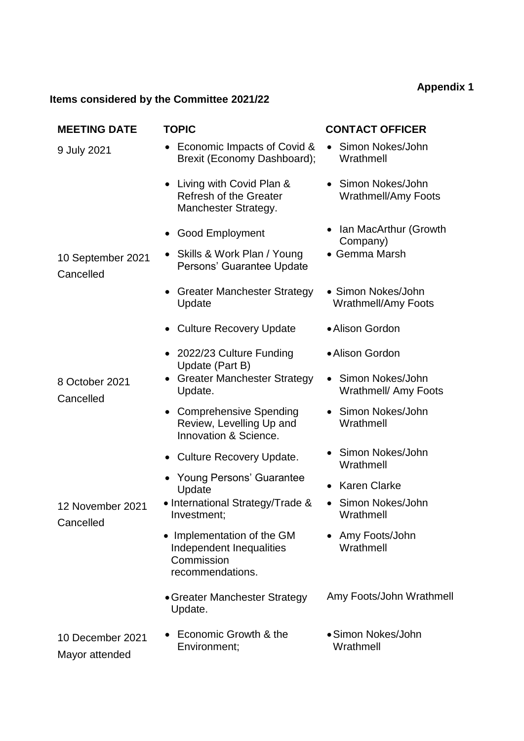**Appendix 1**

**Items considered by the Committee 2021/22**

| MEETING DATE | TOPIC | CONTACT OFFICER |
|---|---|---|
| 9 July 2021 | • Economic Impacts of Covid & Brexit (Economy Dashboard); | • Simon Nokes/John Wrathmell |
| | • Living with Covid Plan & Refresh of the Greater Manchester Strategy. | • Simon Nokes/John Wrathmell/Amy Foots |
| | • Good Employment | • Ian MacArthur (Growth Company) |
| 10 September 2021 Cancelled | • Skills & Work Plan / Young Persons' Guarantee Update | • Gemma Marsh |
| | • Greater Manchester Strategy Update | • Simon Nokes/John Wrathmell/Amy Foots |
| | • Culture Recovery Update | • Alison Gordon |
| | • 2022/23 Culture Funding Update (Part B) | • Alison Gordon |
| 8 October 2021 Cancelled | • Greater Manchester Strategy Update. | • Simon Nokes/John Wrathmell/ Amy Foots |
| | • Comprehensive Spending Review, Levelling Up and Innovation & Science. | • Simon Nokes/John Wrathmell |
| | • Culture Recovery Update. | • Simon Nokes/John Wrathmell |
| | • Young Persons' Guarantee Update | • Karen Clarke |
| 12 November 2021 Cancelled | • International Strategy/Trade & Investment; | • Simon Nokes/John Wrathmell |
| | • Implementation of the GM Independent Inequalities Commission recommendations. | • Amy Foots/John Wrathmell |
| | • Greater Manchester Strategy Update. | Amy Foots/John Wrathmell |
| 10 December 2021 Mayor attended | • Economic Growth & the Environment; | • Simon Nokes/John Wrathmell |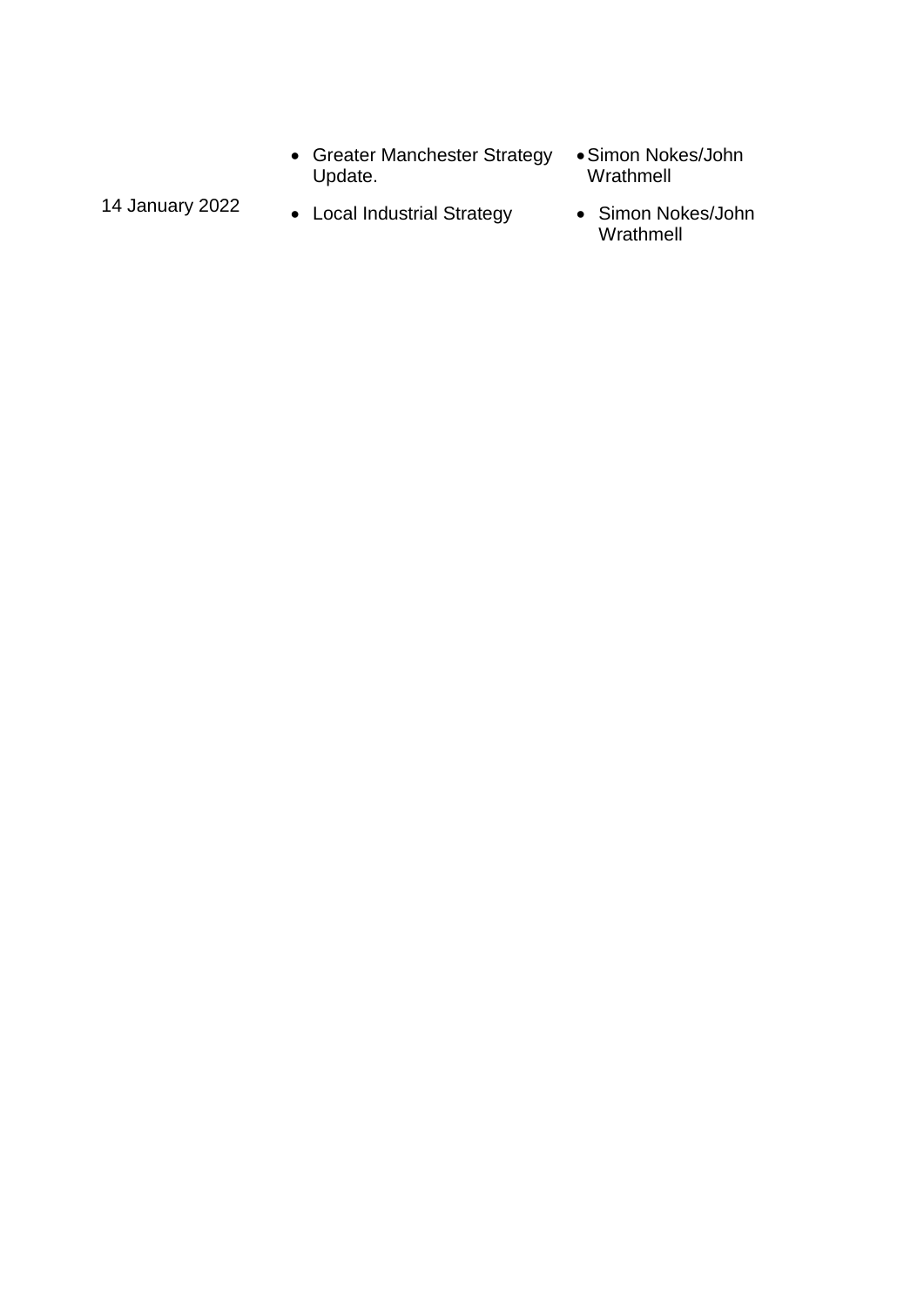| | | |
|---|---|---|
| | • Greater Manchester Strategy Update. | • Simon Nokes/John Wrathmell |
| 14 January 2022 | • Local Industrial Strategy | • Simon Nokes/John Wrathmell |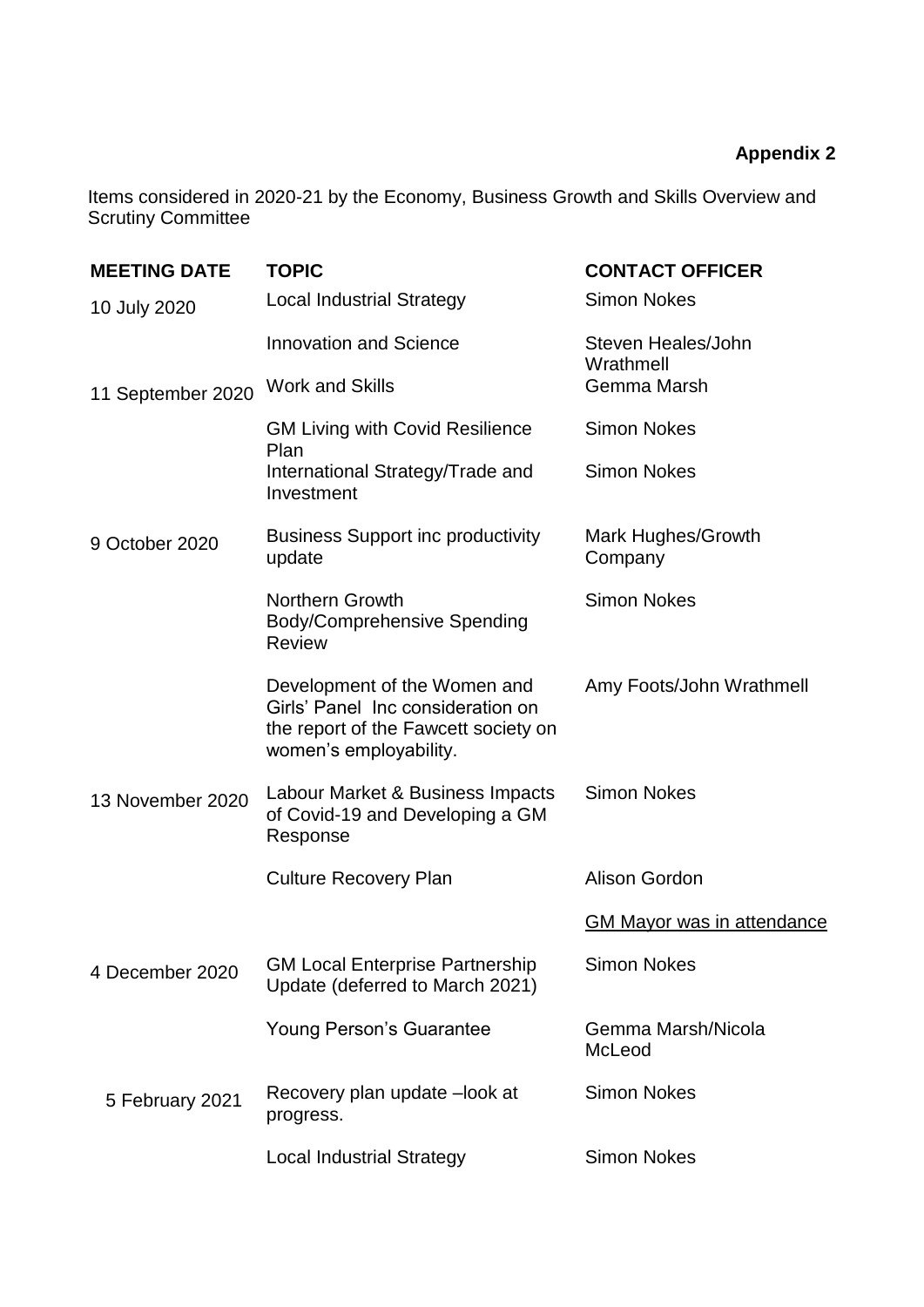**Appendix 2**

Items considered in 2020-21 by the Economy, Business Growth and Skills Overview and Scrutiny Committee

| MEETING DATE | TOPIC | CONTACT OFFICER |
|---|---|---|
| 10 July 2020 | Local Industrial Strategy | Simon Nokes |
| | Innovation and Science | Steven Heales/John Wrathmell |
| 11 September 2020 | Work and Skills | Gemma Marsh |
| | GM Living with Covid Resilience Plan | Simon Nokes |
| | International Strategy/Trade and Investment | Simon Nokes |
| 9 October 2020 | Business Support inc productivity update | Mark Hughes/Growth Company |
| | Northern Growth Body/Comprehensive Spending Review | Simon Nokes |
| | Development of the Women and Girls' Panel Inc consideration on the report of the Fawcett society on women's employability. | Amy Foots/John Wrathmell |
| 13 November 2020 | Labour Market & Business Impacts of Covid-19 and Developing a GM Response | Simon Nokes |
| | Culture Recovery Plan | Alison Gordon |
| | | GM Mayor was in attendance |
| 4 December 2020 | GM Local Enterprise Partnership Update (deferred to March 2021) | Simon Nokes |
| | Young Person's Guarantee | Gemma Marsh/Nicola McLeod |
| 5 February 2021 | Recovery plan update –look at progress. | Simon Nokes |
| | Local Industrial Strategy | Simon Nokes |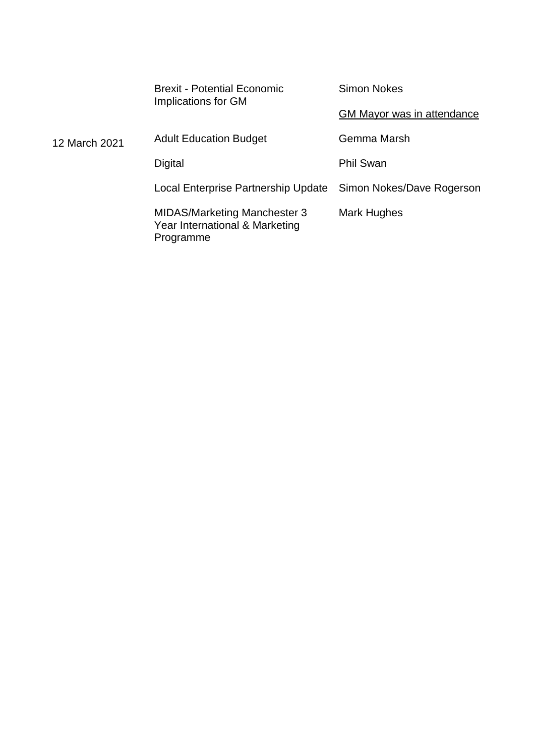| | | |
|---|---|---|
| | Brexit - Potential Economic Implications for GM | Simon Nokes<br><br><u>GM Mayor was in attendance</u> |
| 12 March 2021 | Adult Education Budget | Gemma Marsh |
| | Digital | Phil Swan |
| | Local Enterprise Partnership Update | Simon Nokes/Dave Rogerson |
| | MIDAS/Marketing Manchester 3 Year International & Marketing Programme | Mark Hughes |